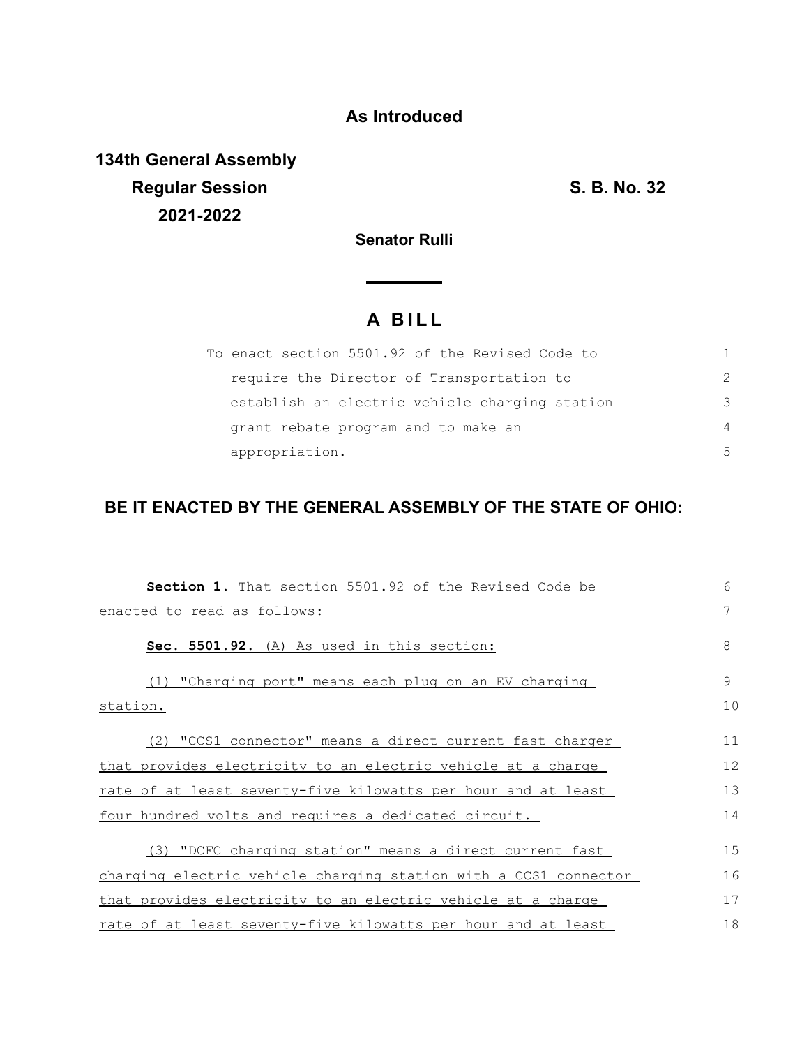**As Introduced**

**134th General Assembly**
**Regular Session**
**2021-2022**

**S. B. No. 32**

**Senator Rulli**

# A BILL

To enact section 5501.92 of the Revised Code to require the Director of Transportation to establish an electric vehicle charging station grant rebate program and to make an appropriation.

## BE IT ENACTED BY THE GENERAL ASSEMBLY OF THE STATE OF OHIO:

**Section 1.** That section 5501.92 of the Revised Code be enacted to read as follows:

**Sec. 5501.92.** (A) As used in this section:

(1) "Charging port" means each plug on an EV charging station.

(2) "CCS1 connector" means a direct current fast charger that provides electricity to an electric vehicle at a charge rate of at least seventy-five kilowatts per hour and at least four hundred volts and requires a dedicated circuit.

(3) "DCFC charging station" means a direct current fast charging electric vehicle charging station with a CCS1 connector that provides electricity to an electric vehicle at a charge rate of at least seventy-five kilowatts per hour and at least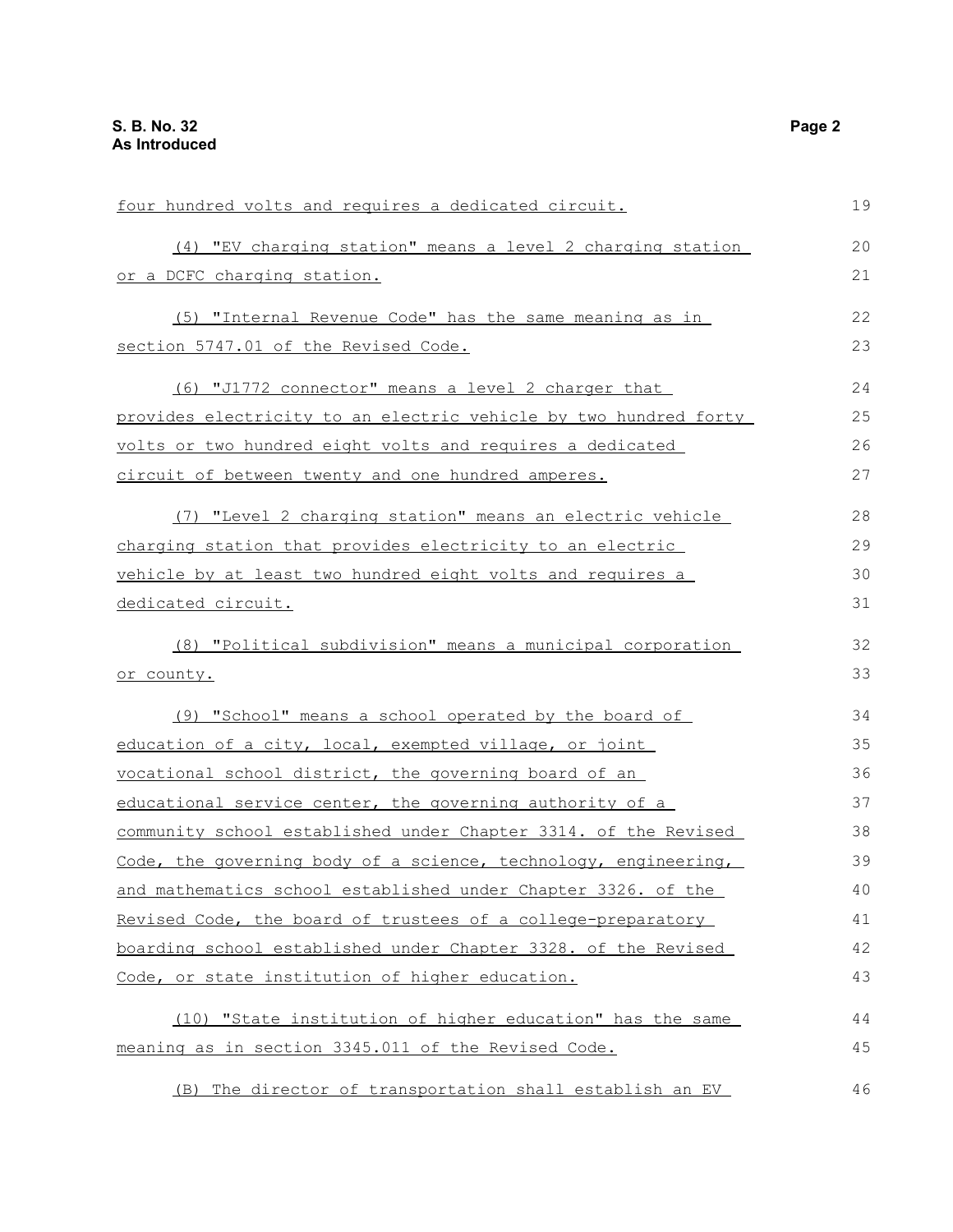four hundred volts and requires a dedicated circuit.

(4) "EV charging station" means a level 2 charging station or a DCFC charging station.

(5) "Internal Revenue Code" has the same meaning as in section 5747.01 of the Revised Code.

(6) "J1772 connector" means a level 2 charger that provides electricity to an electric vehicle by two hundred forty volts or two hundred eight volts and requires a dedicated circuit of between twenty and one hundred amperes.

(7) "Level 2 charging station" means an electric vehicle charging station that provides electricity to an electric vehicle by at least two hundred eight volts and requires a dedicated circuit.

(8) "Political subdivision" means a municipal corporation or county.

(9) "School" means a school operated by the board of education of a city, local, exempted village, or joint vocational school district, the governing board of an educational service center, the governing authority of a community school established under Chapter 3314. of the Revised Code, the governing body of a science, technology, engineering, and mathematics school established under Chapter 3326. of the Revised Code, the board of trustees of a college-preparatory boarding school established under Chapter 3328. of the Revised Code, or state institution of higher education.

(10) "State institution of higher education" has the same meaning as in section 3345.011 of the Revised Code.

(B) The director of transportation shall establish an EV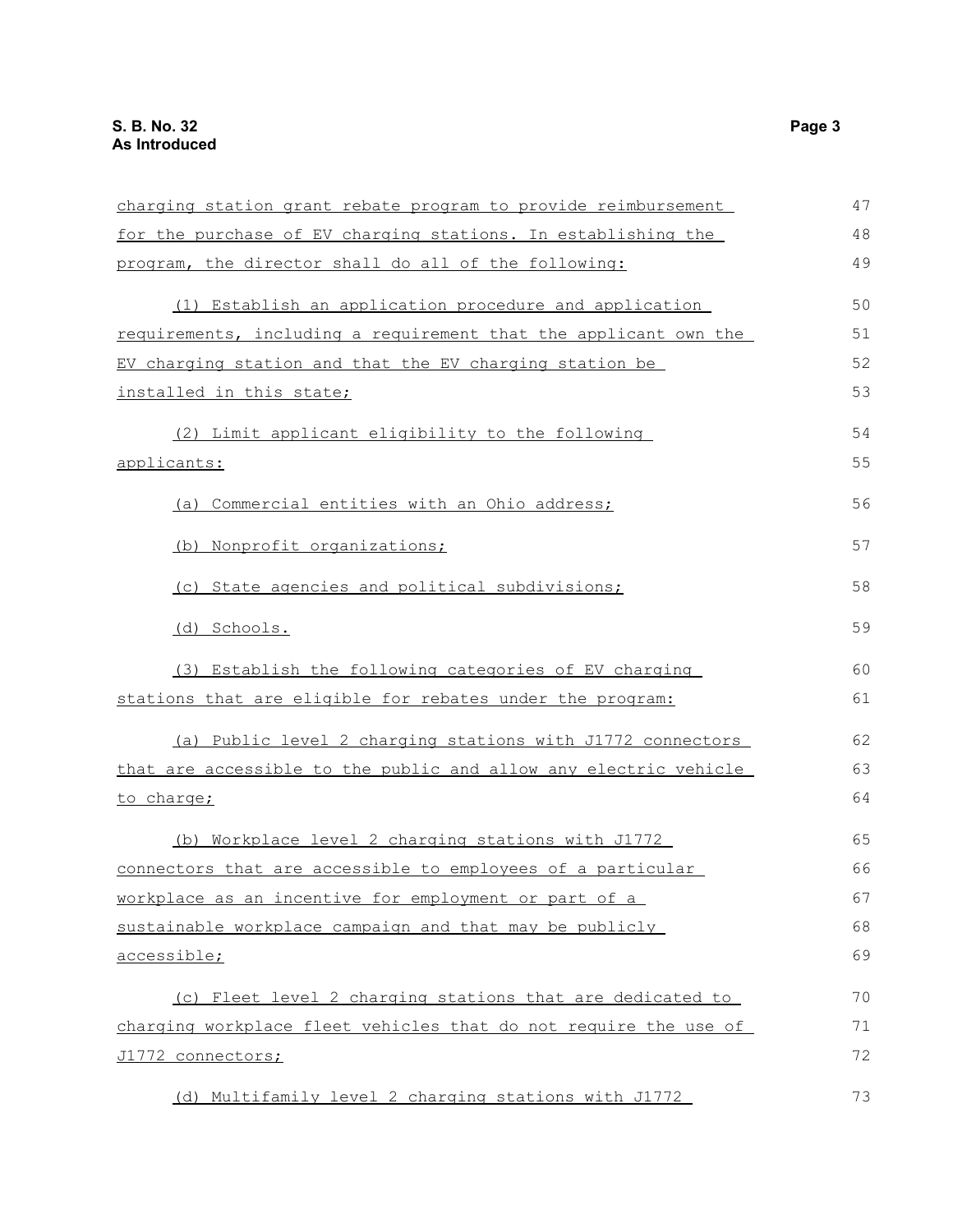charging station grant rebate program to provide reimbursement for the purchase of EV charging stations. In establishing the program, the director shall do all of the following:

(1) Establish an application procedure and application requirements, including a requirement that the applicant own the EV charging station and that the EV charging station be installed in this state;

(2) Limit applicant eligibility to the following applicants:

(a) Commercial entities with an Ohio address;

(b) Nonprofit organizations;

(c) State agencies and political subdivisions;

(d) Schools.

(3) Establish the following categories of EV charging stations that are eligible for rebates under the program:

(a) Public level 2 charging stations with J1772 connectors that are accessible to the public and allow any electric vehicle to charge;

(b) Workplace level 2 charging stations with J1772 connectors that are accessible to employees of a particular workplace as an incentive for employment or part of a sustainable workplace campaign and that may be publicly accessible;

(c) Fleet level 2 charging stations that are dedicated to charging workplace fleet vehicles that do not require the use of J1772 connectors;

(d) Multifamily level 2 charging stations with J1772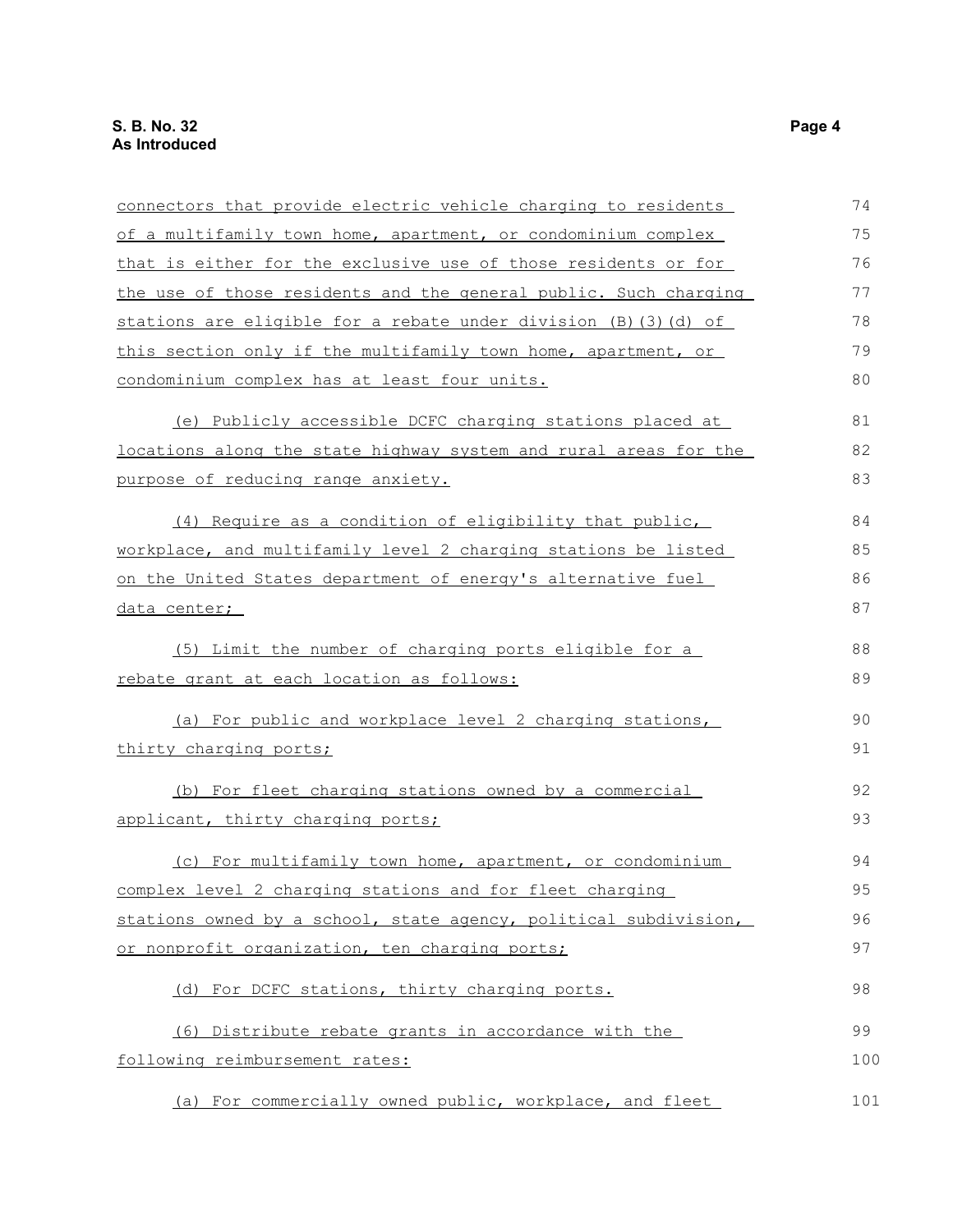connectors that provide electric vehicle charging to residents of a multifamily town home, apartment, or condominium complex that is either for the exclusive use of those residents or for the use of those residents and the general public. Such charging stations are eligible for a rebate under division (B)(3)(d) of this section only if the multifamily town home, apartment, or condominium complex has at least four units.

(e) Publicly accessible DCFC charging stations placed at locations along the state highway system and rural areas for the purpose of reducing range anxiety.

(4) Require as a condition of eligibility that public, workplace, and multifamily level 2 charging stations be listed on the United States department of energy's alternative fuel data center;

(5) Limit the number of charging ports eligible for a rebate grant at each location as follows:

(a) For public and workplace level 2 charging stations, thirty charging ports;

(b) For fleet charging stations owned by a commercial applicant, thirty charging ports;

(c) For multifamily town home, apartment, or condominium complex level 2 charging stations and for fleet charging stations owned by a school, state agency, political subdivision, or nonprofit organization, ten charging ports;

(d) For DCFC stations, thirty charging ports.

(6) Distribute rebate grants in accordance with the following reimbursement rates:

(a) For commercially owned public, workplace, and fleet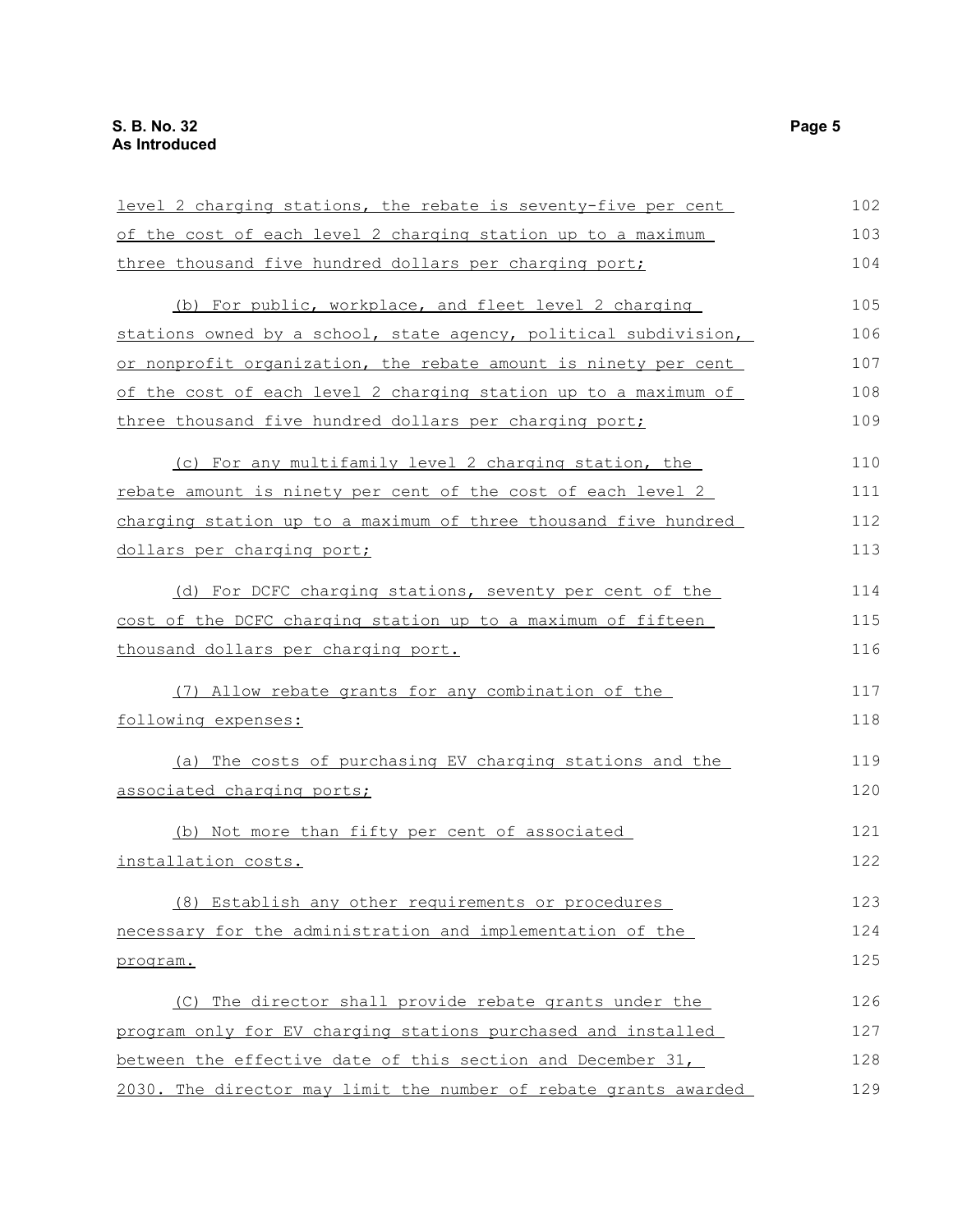level 2 charging stations, the rebate is seventy-five per cent of the cost of each level 2 charging station up to a maximum three thousand five hundred dollars per charging port;

(b) For public, workplace, and fleet level 2 charging stations owned by a school, state agency, political subdivision, or nonprofit organization, the rebate amount is ninety per cent of the cost of each level 2 charging station up to a maximum of three thousand five hundred dollars per charging port;

(c) For any multifamily level 2 charging station, the rebate amount is ninety per cent of the cost of each level 2 charging station up to a maximum of three thousand five hundred dollars per charging port;

(d) For DCFC charging stations, seventy per cent of the cost of the DCFC charging station up to a maximum of fifteen thousand dollars per charging port.

(7) Allow rebate grants for any combination of the following expenses:

(a) The costs of purchasing EV charging stations and the associated charging ports;

(b) Not more than fifty per cent of associated installation costs.

(8) Establish any other requirements or procedures necessary for the administration and implementation of the program.

(C) The director shall provide rebate grants under the program only for EV charging stations purchased and installed between the effective date of this section and December 31, 2030. The director may limit the number of rebate grants awarded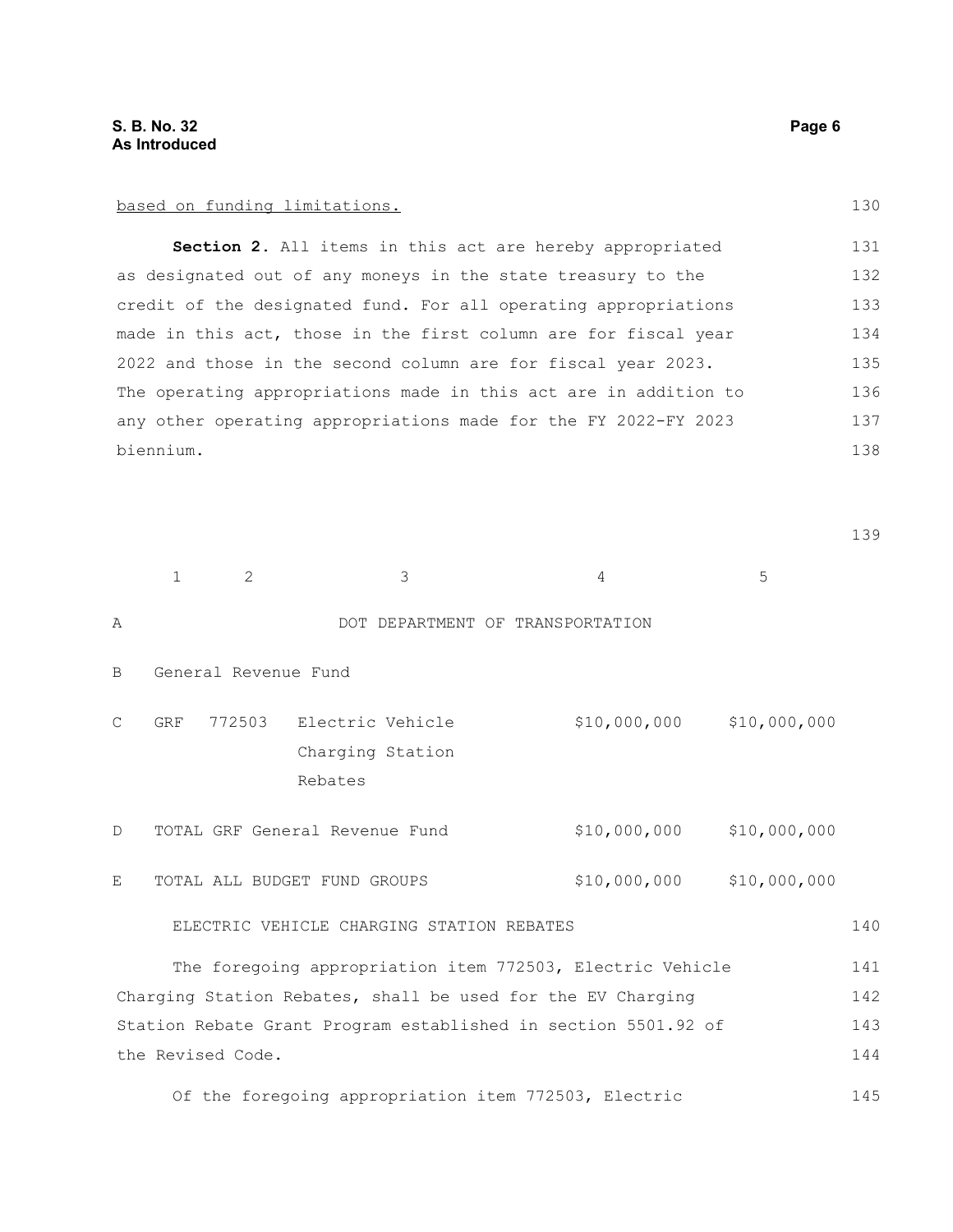based on funding limitations.

**Section 2.** All items in this act are hereby appropriated as designated out of any moneys in the state treasury to the credit of the designated fund. For all operating appropriations made in this act, those in the first column are for fiscal year 2022 and those in the second column are for fiscal year 2023. The operating appropriations made in this act are in addition to any other operating appropriations made for the FY 2022-FY 2023 biennium.

| | 1 | 2 | 3 | 4 | 5 |
|---|---|---|---|---|---|
| A | | | DOT DEPARTMENT OF TRANSPORTATION | | |
| B | General Revenue Fund | | | | |
| C | GRF | 772503 | Electric Vehicle Charging Station Rebates | $10,000,000 | $10,000,000 |
| D | TOTAL GRF General Revenue Fund | | | $10,000,000 | $10,000,000 |
| E | TOTAL ALL BUDGET FUND GROUPS | | | $10,000,000 | $10,000,000 |

ELECTRIC VEHICLE CHARGING STATION REBATES

The foregoing appropriation item 772503, Electric Vehicle Charging Station Rebates, shall be used for the EV Charging Station Rebate Grant Program established in section 5501.92 of the Revised Code.

Of the foregoing appropriation item 772503, Electric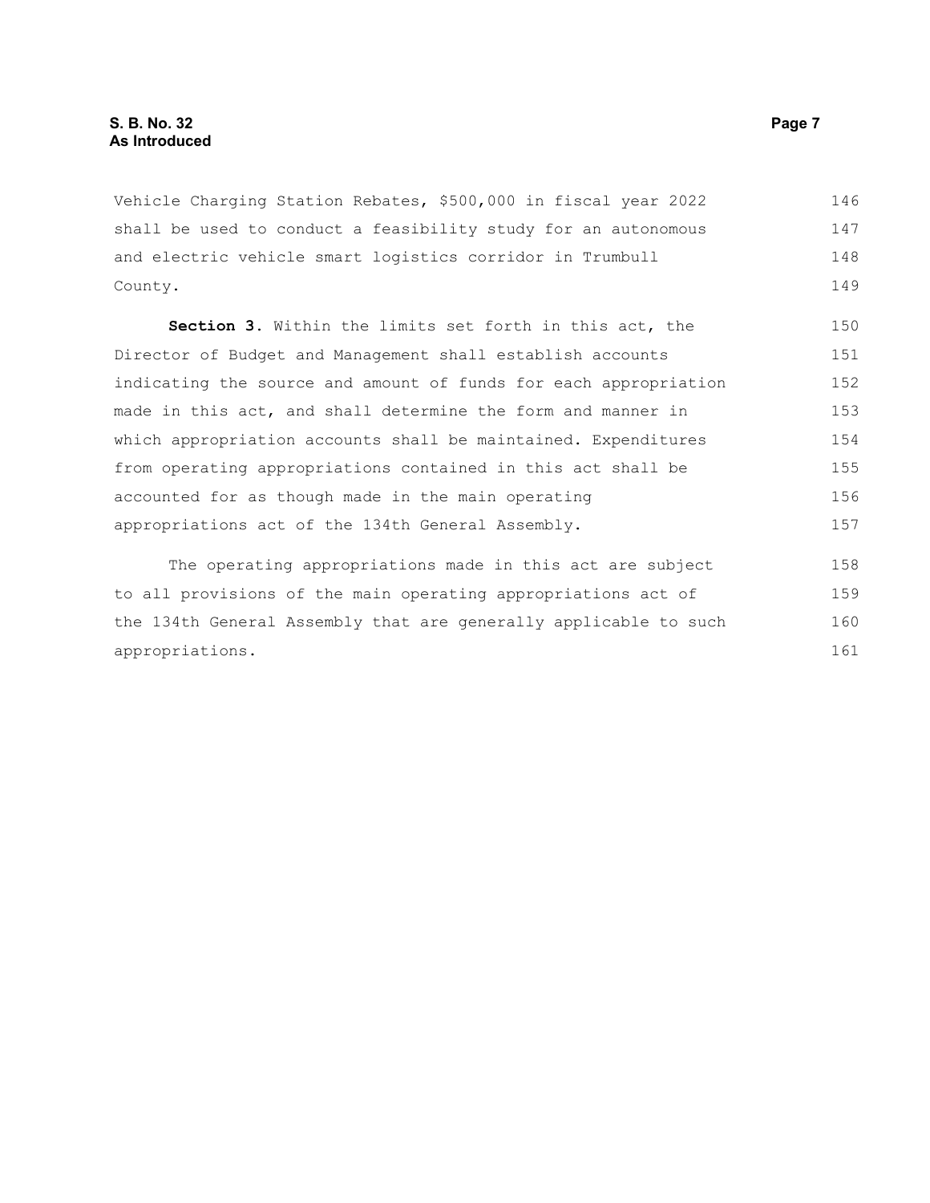Vehicle Charging Station Rebates, $500,000 in fiscal year 2022 shall be used to conduct a feasibility study for an autonomous and electric vehicle smart logistics corridor in Trumbull County.

**Section 3.** Within the limits set forth in this act, the Director of Budget and Management shall establish accounts indicating the source and amount of funds for each appropriation made in this act, and shall determine the form and manner in which appropriation accounts shall be maintained. Expenditures from operating appropriations contained in this act shall be accounted for as though made in the main operating appropriations act of the 134th General Assembly.

The operating appropriations made in this act are subject to all provisions of the main operating appropriations act of the 134th General Assembly that are generally applicable to such appropriations.